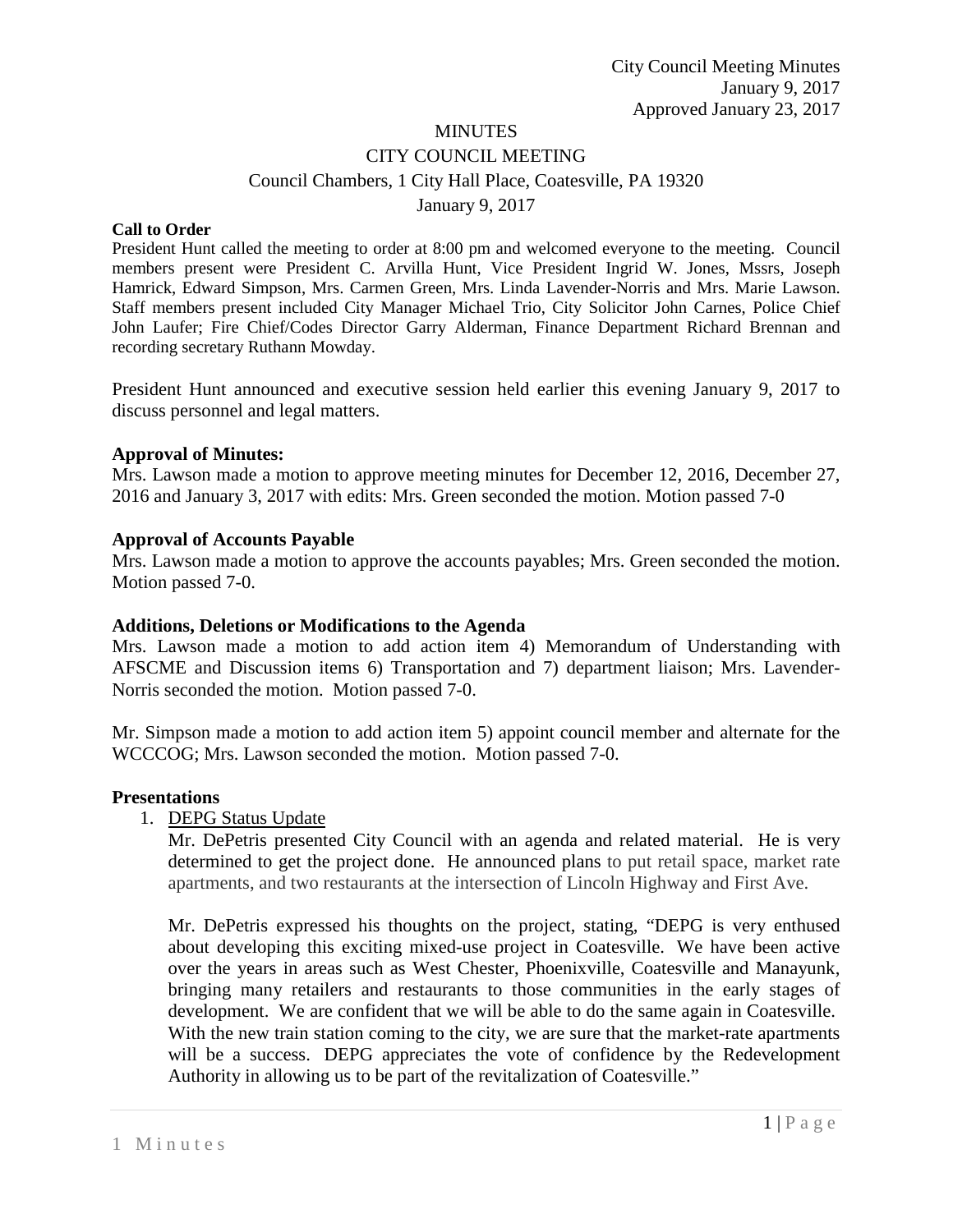City Council Meeting Minutes
January 9, 2017
Approved January 23, 2017

# MINUTES

## CITY COUNCIL MEETING

Council Chambers, 1 City Hall Place, Coatesville, PA 19320

January 9, 2017

**Call to Order**

President Hunt called the meeting to order at 8:00 pm and welcomed everyone to the meeting. Council members present were President C. Arvilla Hunt, Vice President Ingrid W. Jones, Mssrs, Joseph Hamrick, Edward Simpson, Mrs. Carmen Green, Mrs. Linda Lavender-Norris and Mrs. Marie Lawson. Staff members present included City Manager Michael Trio, City Solicitor John Carnes, Police Chief John Laufer; Fire Chief/Codes Director Garry Alderman, Finance Department Richard Brennan and recording secretary Ruthann Mowday.

President Hunt announced and executive session held earlier this evening January 9, 2017 to discuss personnel and legal matters.

**Approval of Minutes:**

Mrs. Lawson made a motion to approve meeting minutes for December 12, 2016, December 27, 2016 and January 3, 2017 with edits: Mrs. Green seconded the motion. Motion passed 7-0

**Approval of Accounts Payable**

Mrs. Lawson made a motion to approve the accounts payables; Mrs. Green seconded the motion. Motion passed 7-0.

**Additions, Deletions or Modifications to the Agenda**

Mrs. Lawson made a motion to add action item 4) Memorandum of Understanding with AFSCME and Discussion items 6) Transportation and 7) department liaison; Mrs. Lavender-Norris seconded the motion. Motion passed 7-0.

Mr. Simpson made a motion to add action item 5) appoint council member and alternate for the WCCCOG; Mrs. Lawson seconded the motion. Motion passed 7-0.

**Presentations**

1. DEPG Status Update

   Mr. DePetris presented City Council with an agenda and related material. He is very determined to get the project done. He announced plans to put retail space, market rate apartments, and two restaurants at the intersection of Lincoln Highway and First Ave.

   Mr. DePetris expressed his thoughts on the project, stating, "DEPG is very enthused about developing this exciting mixed-use project in Coatesville. We have been active over the years in areas such as West Chester, Phoenixville, Coatesville and Manayunk, bringing many retailers and restaurants to those communities in the early stages of development. We are confident that we will be able to do the same again in Coatesville. With the new train station coming to the city, we are sure that the market-rate apartments will be a success. DEPG appreciates the vote of confidence by the Redevelopment Authority in allowing us to be part of the revitalization of Coatesville."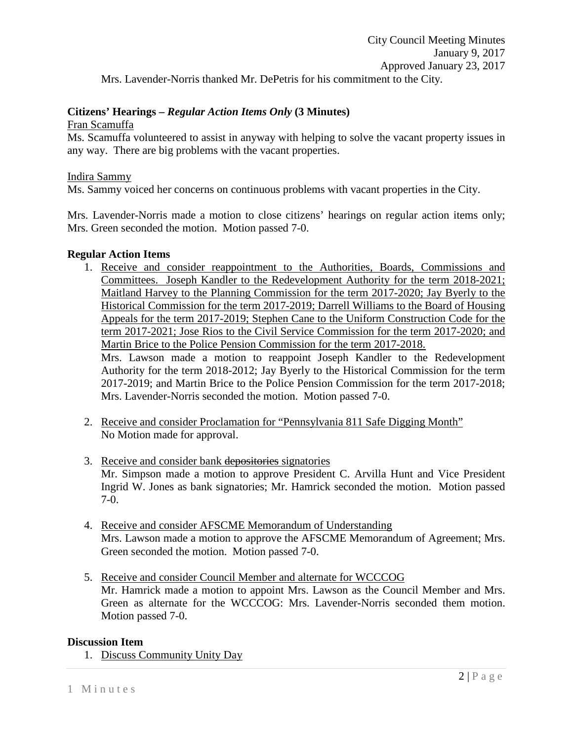Mrs. Lavender-Norris thanked Mr. DePetris for his commitment to the City.

**Citizens' Hearings –** ***Regular Action Items Only*** **(3 Minutes)**

Fran Scamuffa

Ms. Scamuffa volunteered to assist in anyway with helping to solve the vacant property issues in any way. There are big problems with the vacant properties.

Indira Sammy

Ms. Sammy voiced her concerns on continuous problems with vacant properties in the City.

Mrs. Lavender-Norris made a motion to close citizens' hearings on regular action items only; Mrs. Green seconded the motion. Motion passed 7-0.

**Regular Action Items**

1. Receive and consider reappointment to the Authorities, Boards, Commissions and Committees. Joseph Kandler to the Redevelopment Authority for the term 2018-2021; Maitland Harvey to the Planning Commission for the term 2017-2020; Jay Byerly to the Historical Commission for the term 2017-2019; Darrell Williams to the Board of Housing Appeals for the term 2017-2019; Stephen Cane to the Uniform Construction Code for the term 2017-2021; Jose Rios to the Civil Service Commission for the term 2017-2020; and Martin Brice to the Police Pension Commission for the term 2017-2018.
   Mrs. Lawson made a motion to reappoint Joseph Kandler to the Redevelopment Authority for the term 2018-2012; Jay Byerly to the Historical Commission for the term 2017-2019; and Martin Brice to the Police Pension Commission for the term 2017-2018; Mrs. Lavender-Norris seconded the motion. Motion passed 7-0.

2. Receive and consider Proclamation for "Pennsylvania 811 Safe Digging Month"
   No Motion made for approval.

3. Receive and consider bank ~~depositories~~ signatories
   Mr. Simpson made a motion to approve President C. Arvilla Hunt and Vice President Ingrid W. Jones as bank signatories; Mr. Hamrick seconded the motion. Motion passed 7-0.

4. Receive and consider AFSCME Memorandum of Understanding
   Mrs. Lawson made a motion to approve the AFSCME Memorandum of Agreement; Mrs. Green seconded the motion. Motion passed 7-0.

5. Receive and consider Council Member and alternate for WCCCOG
   Mr. Hamrick made a motion to appoint Mrs. Lawson as the Council Member and Mrs. Green as alternate for the WCCCOG: Mrs. Lavender-Norris seconded them motion. Motion passed 7-0.

**Discussion Item**

1. Discuss Community Unity Day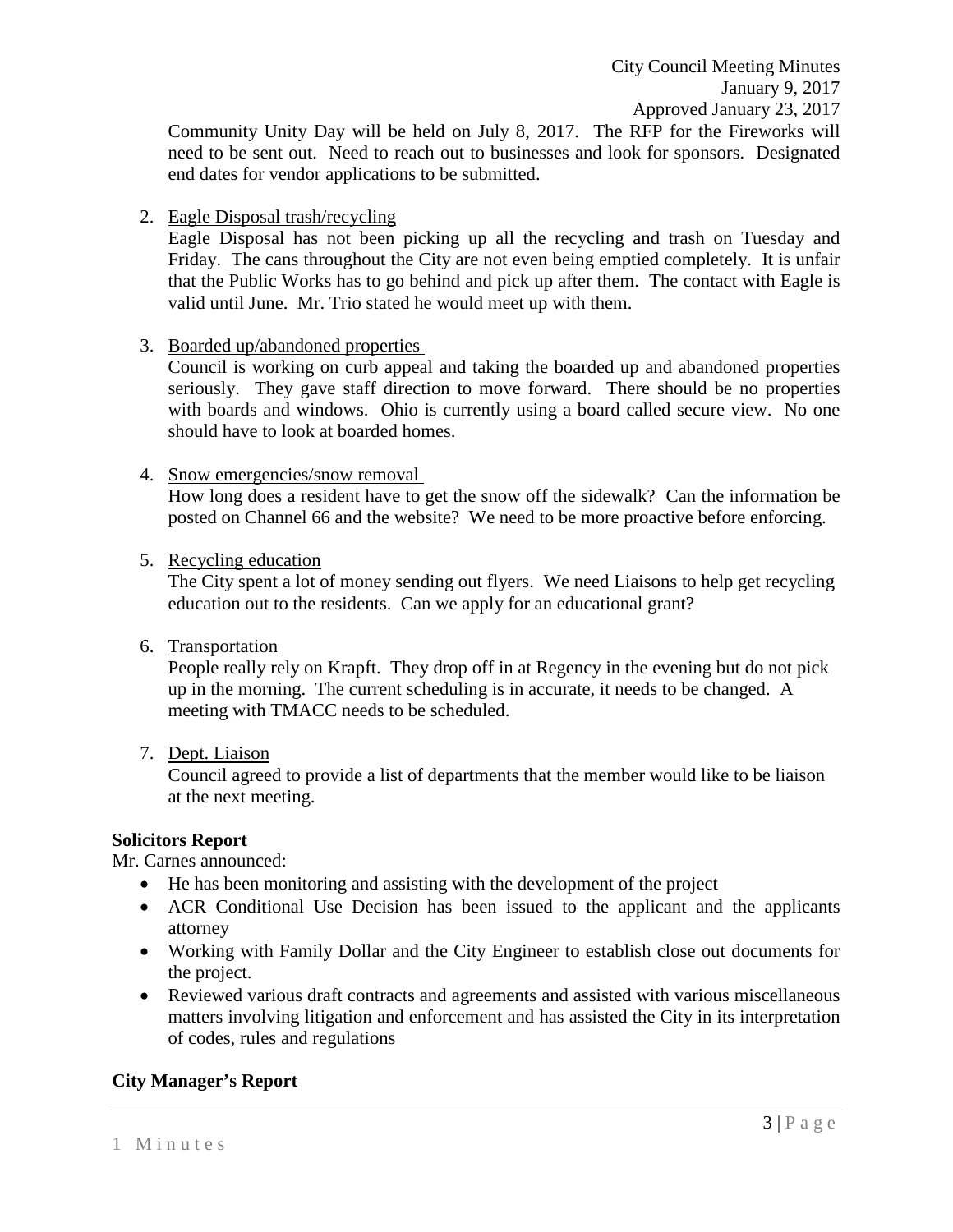Community Unity Day will be held on July 8, 2017. The RFP for the Fireworks will need to be sent out. Need to reach out to businesses and look for sponsors. Designated end dates for vendor applications to be submitted.

2. Eagle Disposal trash/recycling
   Eagle Disposal has not been picking up all the recycling and trash on Tuesday and Friday. The cans throughout the City are not even being emptied completely. It is unfair that the Public Works has to go behind and pick up after them. The contact with Eagle is valid until June. Mr. Trio stated he would meet up with them.

3. Boarded up/abandoned properties
   Council is working on curb appeal and taking the boarded up and abandoned properties seriously. They gave staff direction to move forward. There should be no properties with boards and windows. Ohio is currently using a board called secure view. No one should have to look at boarded homes.

4. Snow emergencies/snow removal
   How long does a resident have to get the snow off the sidewalk? Can the information be posted on Channel 66 and the website? We need to be more proactive before enforcing.

5. Recycling education
   The City spent a lot of money sending out flyers. We need Liaisons to help get recycling education out to the residents. Can we apply for an educational grant?

6. Transportation
   People really rely on Krapft. They drop off in at Regency in the evening but do not pick up in the morning. The current scheduling is in accurate, it needs to be changed. A meeting with TMACC needs to be scheduled.

7. Dept. Liaison
   Council agreed to provide a list of departments that the member would like to be liaison at the next meeting.

**Solicitors Report**

Mr. Carnes announced:

- He has been monitoring and assisting with the development of the project
- ACR Conditional Use Decision has been issued to the applicant and the applicants attorney
- Working with Family Dollar and the City Engineer to establish close out documents for the project.
- Reviewed various draft contracts and agreements and assisted with various miscellaneous matters involving litigation and enforcement and has assisted the City in its interpretation of codes, rules and regulations

**City Manager's Report**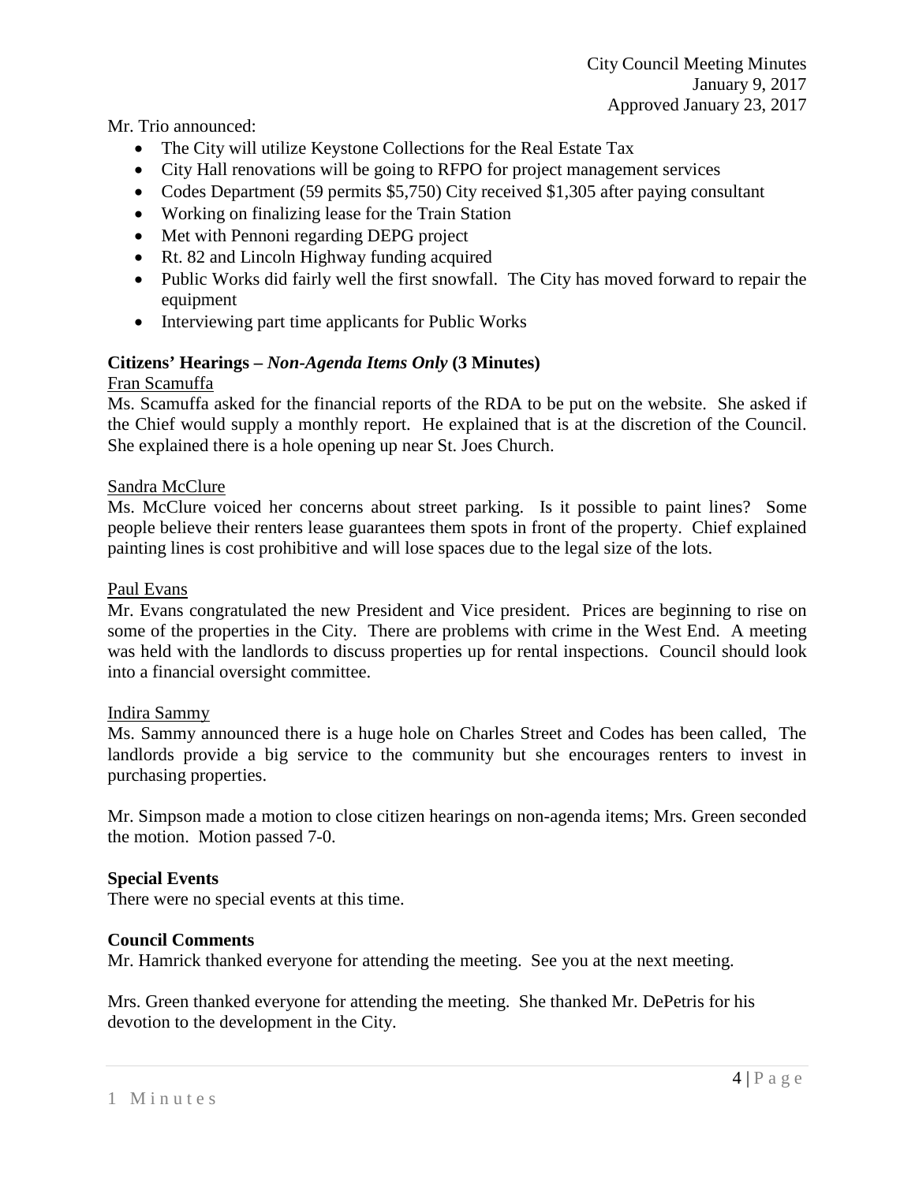Mr. Trio announced:

- The City will utilize Keystone Collections for the Real Estate Tax
- City Hall renovations will be going to RFPO for project management services
- Codes Department (59 permits $5,750) City received $1,305 after paying consultant
- Working on finalizing lease for the Train Station
- Met with Pennoni regarding DEPG project
- Rt. 82 and Lincoln Highway funding acquired
- Public Works did fairly well the first snowfall. The City has moved forward to repair the equipment
- Interviewing part time applicants for Public Works

**Citizens' Hearings – *Non-Agenda Items Only* (3 Minutes)**

Fran Scamuffa

Ms. Scamuffa asked for the financial reports of the RDA to be put on the website. She asked if the Chief would supply a monthly report. He explained that is at the discretion of the Council. She explained there is a hole opening up near St. Joes Church.

Sandra McClure

Ms. McClure voiced her concerns about street parking. Is it possible to paint lines? Some people believe their renters lease guarantees them spots in front of the property. Chief explained painting lines is cost prohibitive and will lose spaces due to the legal size of the lots.

Paul Evans

Mr. Evans congratulated the new President and Vice president. Prices are beginning to rise on some of the properties in the City. There are problems with crime in the West End. A meeting was held with the landlords to discuss properties up for rental inspections. Council should look into a financial oversight committee.

Indira Sammy

Ms. Sammy announced there is a huge hole on Charles Street and Codes has been called, The landlords provide a big service to the community but she encourages renters to invest in purchasing properties.

Mr. Simpson made a motion to close citizen hearings on non-agenda items; Mrs. Green seconded the motion. Motion passed 7-0.

**Special Events**

There were no special events at this time.

**Council Comments**

Mr. Hamrick thanked everyone for attending the meeting. See you at the next meeting.

Mrs. Green thanked everyone for attending the meeting. She thanked Mr. DePetris for his devotion to the development in the City.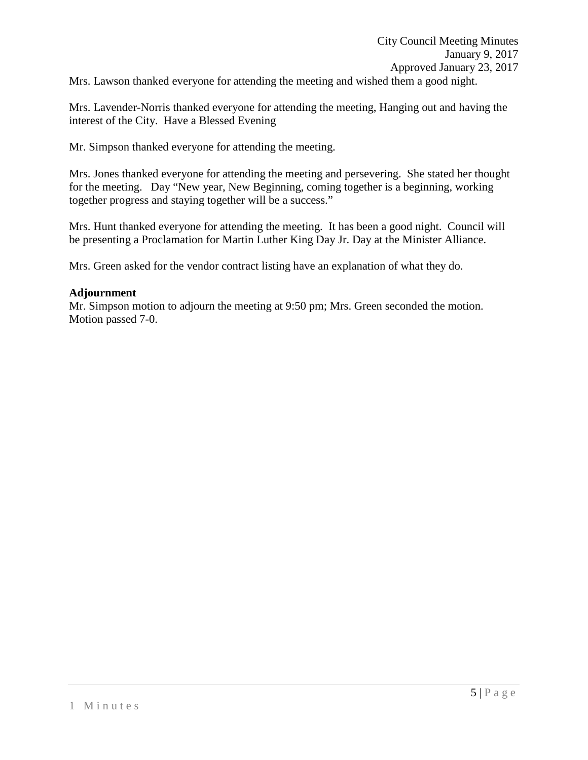Mrs. Lawson thanked everyone for attending the meeting and wished them a good night.

Mrs. Lavender-Norris thanked everyone for attending the meeting, Hanging out and having the interest of the City. Have a Blessed Evening

Mr. Simpson thanked everyone for attending the meeting.

Mrs. Jones thanked everyone for attending the meeting and persevering. She stated her thought for the meeting. Day "New year, New Beginning, coming together is a beginning, working together progress and staying together will be a success."

Mrs. Hunt thanked everyone for attending the meeting. It has been a good night. Council will be presenting a Proclamation for Martin Luther King Day Jr. Day at the Minister Alliance.

Mrs. Green asked for the vendor contract listing have an explanation of what they do.

**Adjournment**

Mr. Simpson motion to adjourn the meeting at 9:50 pm; Mrs. Green seconded the motion. Motion passed 7-0.